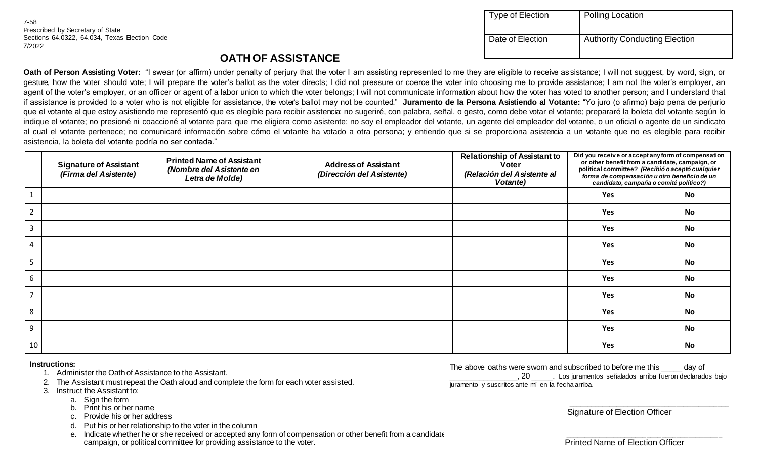7-58
Prescribed by Secretary of State
Sections 64.0322, 64.034, Texas Election Code
7/2022

| Type of Election | Polling Location |
| --- | --- |
| Date of Election | Authority Conducting Election |

# OATH OF ASSISTANCE

**Oath of Person Assisting Voter:** "I swear (or affirm) under penalty of perjury that the voter I am assisting represented to me they are eligible to receive assistance; I will not suggest, by word, sign, or gesture, how the voter should vote; I will prepare the voter's ballot as the voter directs; I did not pressure or coerce the voter into choosing me to provide assistance; I am not the voter's employer, an agent of the voter's employer, or an officer or agent of a labor union to which the voter belongs; I will not communicate information about how the voter has voted to another person; and I understand that if assistance is provided to a voter who is not eligible for assistance, the voter's ballot may not be counted." **Juramento de la Persona Asistiendo al Votante:** "Yo juro (o afirmo) bajo pena de perjurio que el votante al que estoy asistiendo me representó que es elegible para recibir asistencia; no sugeriré, con palabra, señal, o gesto, como debe votar el votante; prepararé la boleta del votante según lo indique el votante; no presioné ni coaccioné al votante para que me eligiera como asistente; no soy el empleador del votante, un agente del empleador del votante, o un oficial o agente de un sindicato al cual el votante pertenece; no comunicaré información sobre cómo el votante ha votado a otra persona; y entiendo que si se proporciona asistencia a un votante que no es elegible para recibir asistencia, la boleta del votante podría no ser contada."

| | **Signature of Assistant** *(Firma del Asistente)* | **Printed Name of Assistant** *(Nombre del Asistente en Letra de Molde)* | **Address of Assistant** *(Dirección del Asistente)* | **Relationship of Assistant to Voter** *(Relación del Asistente al Votante)* | **Did you receive or accept any form of compensation or other benefit from a candidate, campaign, or political committee?** *(Recibió o aceptó cualquier forma de compensación u otro beneficio de un candidato, campaña o comité político?)* | |
| --- | --- | --- | --- | --- | --- | --- |
| 1 | | | | | **Yes** | **No** |
| 2 | | | | | **Yes** | **No** |
| 3 | | | | | **Yes** | **No** |
| 4 | | | | | **Yes** | **No** |
| 5 | | | | | **Yes** | **No** |
| 6 | | | | | **Yes** | **No** |
| 7 | | | | | **Yes** | **No** |
| 8 | | | | | **Yes** | **No** |
| 9 | | | | | **Yes** | **No** |
| 10 | | | | | **Yes** | **No** |

**Instructions:**

1. Administer the Oath of Assistance to the Assistant.
2. The Assistant must repeat the Oath aloud and complete the form for each voter assisted.
3. Instruct the Assistant to:
   a. Sign the form
   b. Print his or her name
   c. Provide his or her address
   d. Put his or her relationship to the voter in the column
   e. Indicate whether he or she received or accepted any form of compensation or other benefit from a candidate, campaign, or political committee for providing assistance to the voter.

The above oaths were sworn and subscribed to before me this _____ day of ________________, 20 _____. Los juramentos señalados arriba fueron declarados bajo juramento y suscritos ante mí en la fecha arriba.

_____________________________________
Signature of Election Officer

_____________________________________
Printed Name of Election Officer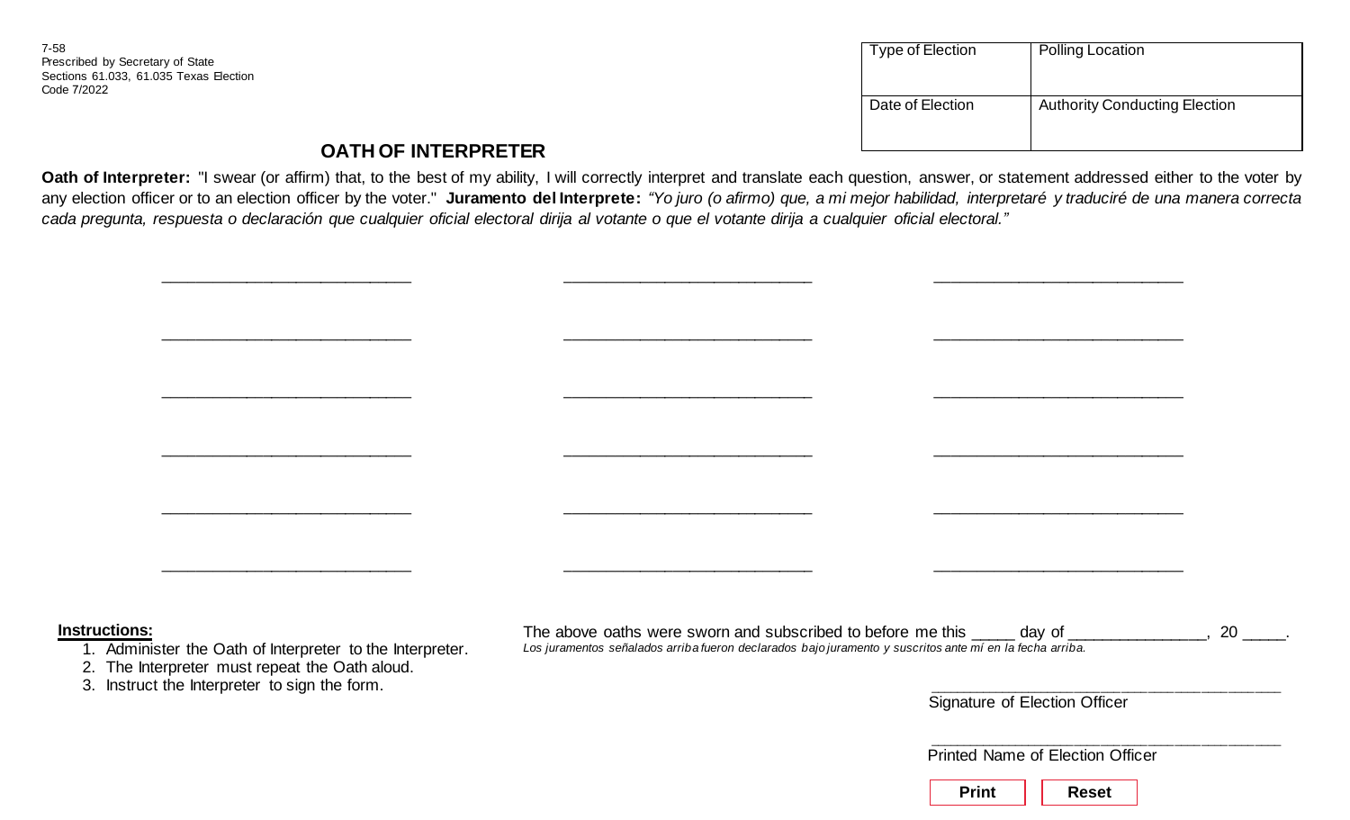7-58
Prescribed by Secretary of State
Sections 61.033, 61.035 Texas Election Code 7/2022

| Type of Election | Polling Location |
| --- | --- |
| Date of Election | Authority Conducting Election |

## OATH OF INTERPRETER

**Oath of Interpreter:** "I swear (or affirm) that, to the best of my ability, I will correctly interpret and translate each question, answer, or statement addressed either to the voter by any election officer or to an election officer by the voter." **Juramento del Interprete:** *"Yo juro (o afirmo) que, a mi mejor habilidad, interpretaré y traduciré de una manera correcta cada pregunta, respuesta o declaración que cualquier oficial electoral dirija al votante o que el votante dirija a cualquier oficial electoral."*

| | | |
| --- | --- | --- |
| ___________________________ | ___________________________ | ___________________________ |
| ___________________________ | ___________________________ | ___________________________ |
| ___________________________ | ___________________________ | ___________________________ |
| ___________________________ | ___________________________ | ___________________________ |
| ___________________________ | ___________________________ | ___________________________ |
| ___________________________ | ___________________________ | ___________________________ |

**Instructions:**

1. Administer the Oath of Interpreter to the Interpreter.
2. The Interpreter must repeat the Oath aloud.
3. Instruct the Interpreter to sign the form.

The above oaths were sworn and subscribed to before me this _____ day of _______________, 20 _____.
*Los juramentos señalados arriba fueron declarados bajo juramento y suscritos ante mi en la fecha arriba.*

________________________________________
Signature of Election Officer

________________________________________
Printed Name of Election Officer

Print | Reset